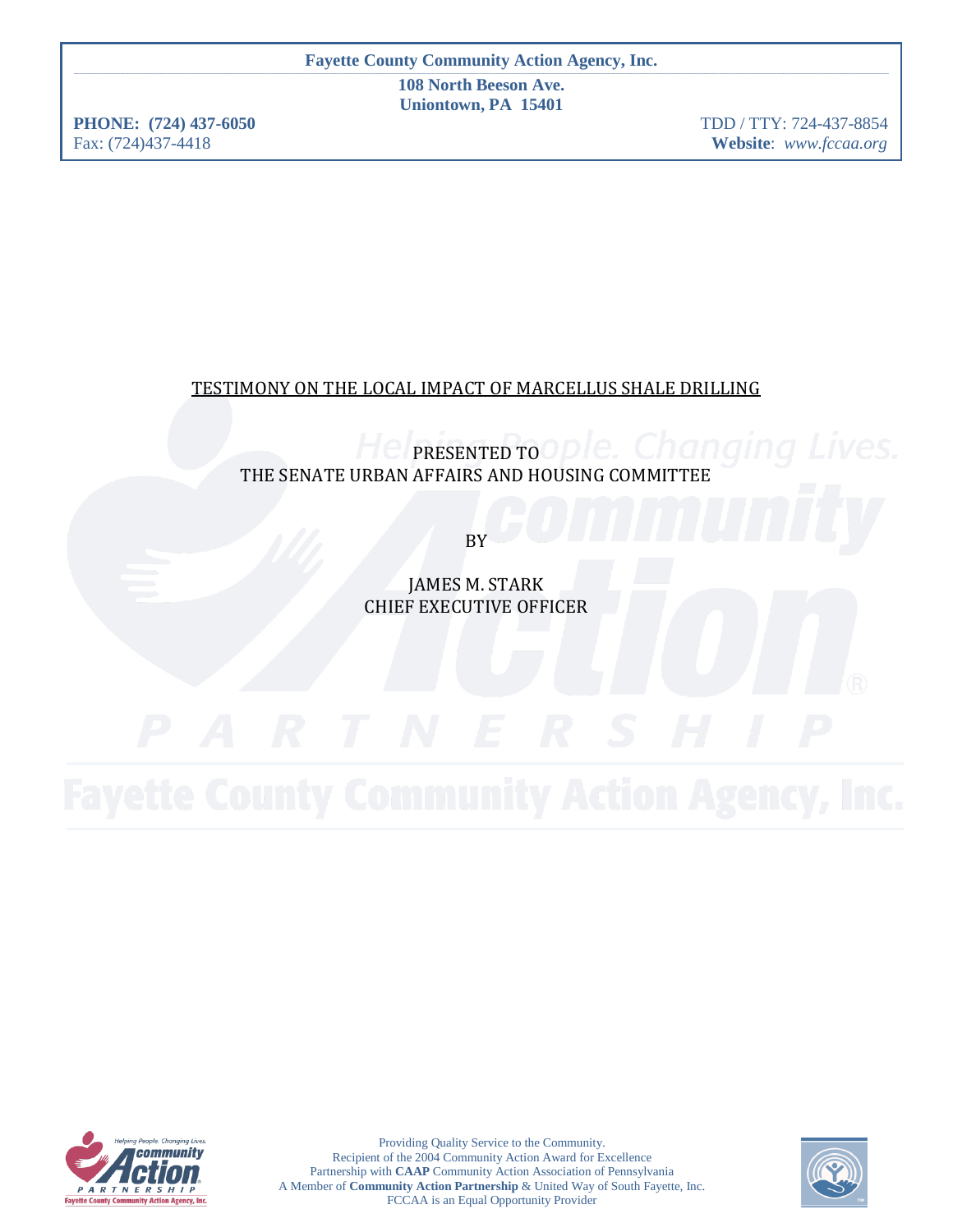**Fayette County Community Action Agency, Inc.**

**108 North Beeson Ave.**
**Uniontown, PA 15401**

**PHONE: (724) 437-6050** TDD / TTY: 724-437-8854
Fax: (724)437-4418 **Website**: *www.fccaa.org*

# TESTIMONY ON THE LOCAL IMPACT OF MARCELLUS SHALE DRILLING

PRESENTED TO
THE SENATE URBAN AFFAIRS AND HOUSING COMMITTEE

BY

JAMES M. STARK
CHIEF EXECUTIVE OFFICER

Providing Quality Service to the Community.
Recipient of the 2004 Community Action Award for Excellence
Partnership with **CAAP** Community Action Association of Pennsylvania
A Member of **Community Action Partnership** & United Way of South Fayette, Inc.
FCCAA is an Equal Opportunity Provider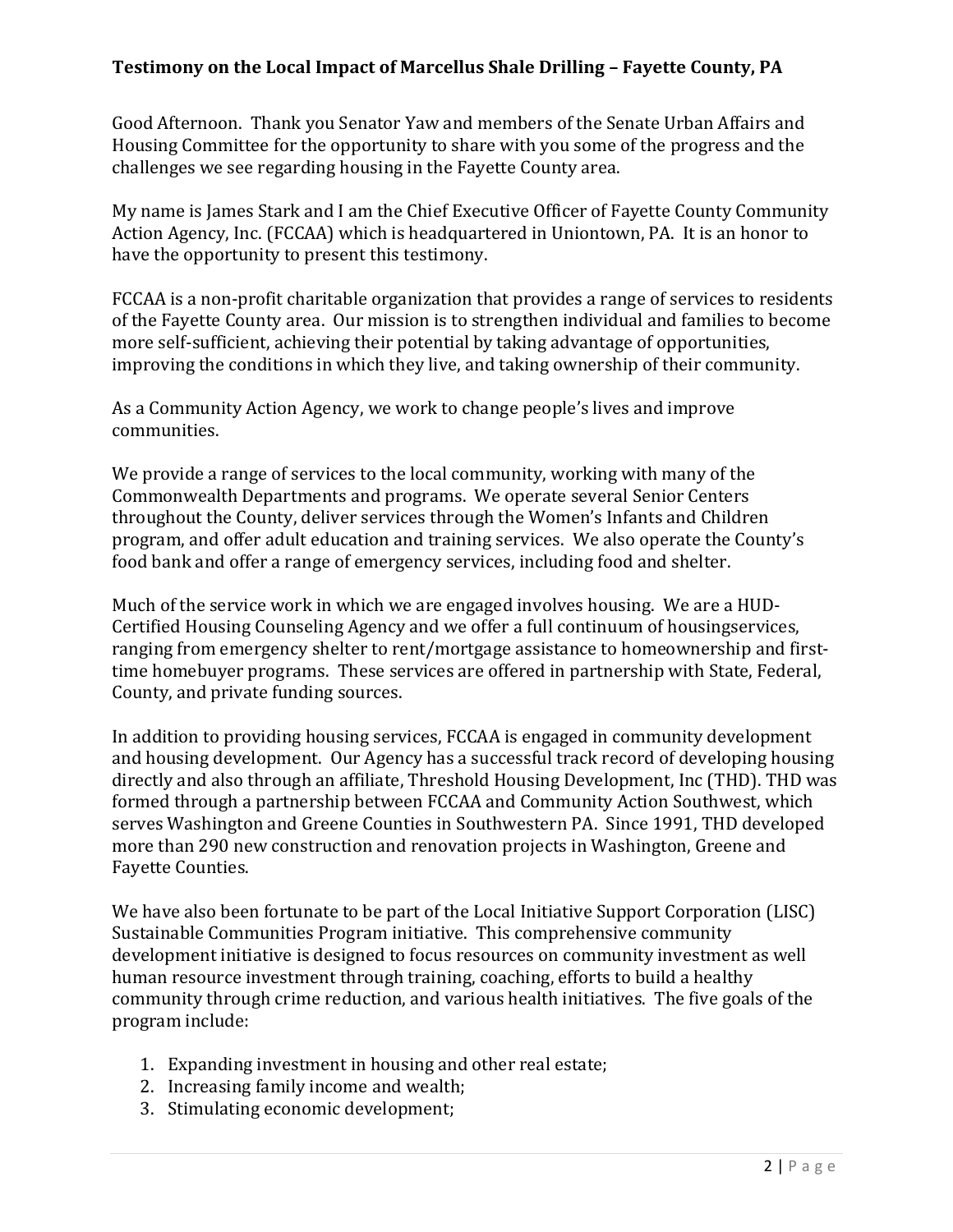**Testimony on the Local Impact of Marcellus Shale Drilling – Fayette County, PA**

Good Afternoon. Thank you Senator Yaw and members of the Senate Urban Affairs and Housing Committee for the opportunity to share with you some of the progress and the challenges we see regarding housing in the Fayette County area.

My name is James Stark and I am the Chief Executive Officer of Fayette County Community Action Agency, Inc. (FCCAA) which is headquartered in Uniontown, PA. It is an honor to have the opportunity to present this testimony.

FCCAA is a non-profit charitable organization that provides a range of services to residents of the Fayette County area. Our mission is to strengthen individual and families to become more self-sufficient, achieving their potential by taking advantage of opportunities, improving the conditions in which they live, and taking ownership of their community.

As a Community Action Agency, we work to change people's lives and improve communities.

We provide a range of services to the local community, working with many of the Commonwealth Departments and programs. We operate several Senior Centers throughout the County, deliver services through the Women's Infants and Children program, and offer adult education and training services. We also operate the County's food bank and offer a range of emergency services, including food and shelter.

Much of the service work in which we are engaged involves housing. We are a HUD-Certified Housing Counseling Agency and we offer a full continuum of housingservices, ranging from emergency shelter to rent/mortgage assistance to homeownership and first-time homebuyer programs. These services are offered in partnership with State, Federal, County, and private funding sources.

In addition to providing housing services, FCCAA is engaged in community development and housing development. Our Agency has a successful track record of developing housing directly and also through an affiliate, Threshold Housing Development, Inc (THD). THD was formed through a partnership between FCCAA and Community Action Southwest, which serves Washington and Greene Counties in Southwestern PA. Since 1991, THD developed more than 290 new construction and renovation projects in Washington, Greene and Fayette Counties.

We have also been fortunate to be part of the Local Initiative Support Corporation (LISC) Sustainable Communities Program initiative. This comprehensive community development initiative is designed to focus resources on community investment as well human resource investment through training, coaching, efforts to build a healthy community through crime reduction, and various health initiatives. The five goals of the program include:

1. Expanding investment in housing and other real estate;
2. Increasing family income and wealth;
3. Stimulating economic development;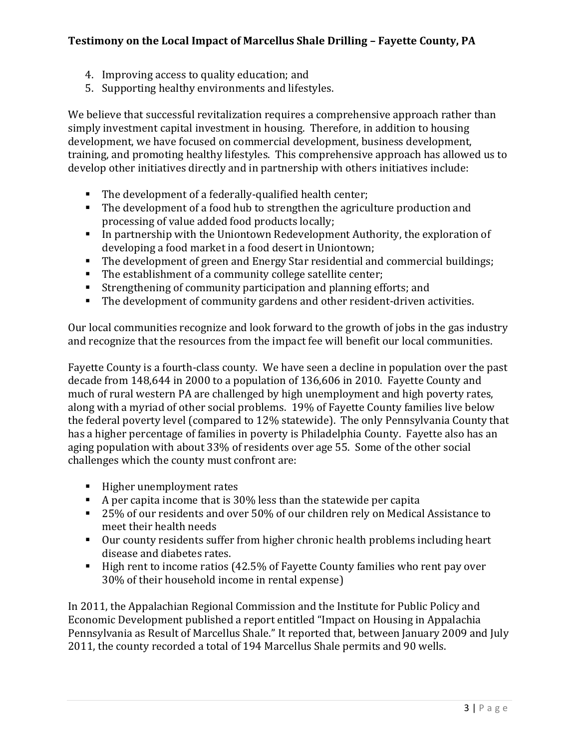4. Improving access to quality education; and
5. Supporting healthy environments and lifestyles.

We believe that successful revitalization requires a comprehensive approach rather than simply investment capital investment in housing. Therefore, in addition to housing development, we have focused on commercial development, business development, training, and promoting healthy lifestyles. This comprehensive approach has allowed us to develop other initiatives directly and in partnership with others initiatives include:

- The development of a federally-qualified health center;
- The development of a food hub to strengthen the agriculture production and processing of value added food products locally;
- In partnership with the Uniontown Redevelopment Authority, the exploration of developing a food market in a food desert in Uniontown;
- The development of green and Energy Star residential and commercial buildings;
- The establishment of a community college satellite center;
- Strengthening of community participation and planning efforts; and
- The development of community gardens and other resident-driven activities.

Our local communities recognize and look forward to the growth of jobs in the gas industry and recognize that the resources from the impact fee will benefit our local communities.

Fayette County is a fourth-class county. We have seen a decline in population over the past decade from 148,644 in 2000 to a population of 136,606 in 2010. Fayette County and much of rural western PA are challenged by high unemployment and high poverty rates, along with a myriad of other social problems. 19% of Fayette County families live below the federal poverty level (compared to 12% statewide). The only Pennsylvania County that has a higher percentage of families in poverty is Philadelphia County. Fayette also has an aging population with about 33% of residents over age 55. Some of the other social challenges which the county must confront are:

- Higher unemployment rates
- A per capita income that is 30% less than the statewide per capita
- 25% of our residents and over 50% of our children rely on Medical Assistance to meet their health needs
- Our county residents suffer from higher chronic health problems including heart disease and diabetes rates.
- High rent to income ratios (42.5% of Fayette County families who rent pay over 30% of their household income in rental expense)

In 2011, the Appalachian Regional Commission and the Institute for Public Policy and Economic Development published a report entitled "Impact on Housing in Appalachia Pennsylvania as Result of Marcellus Shale." It reported that, between January 2009 and July 2011, the county recorded a total of 194 Marcellus Shale permits and 90 wells.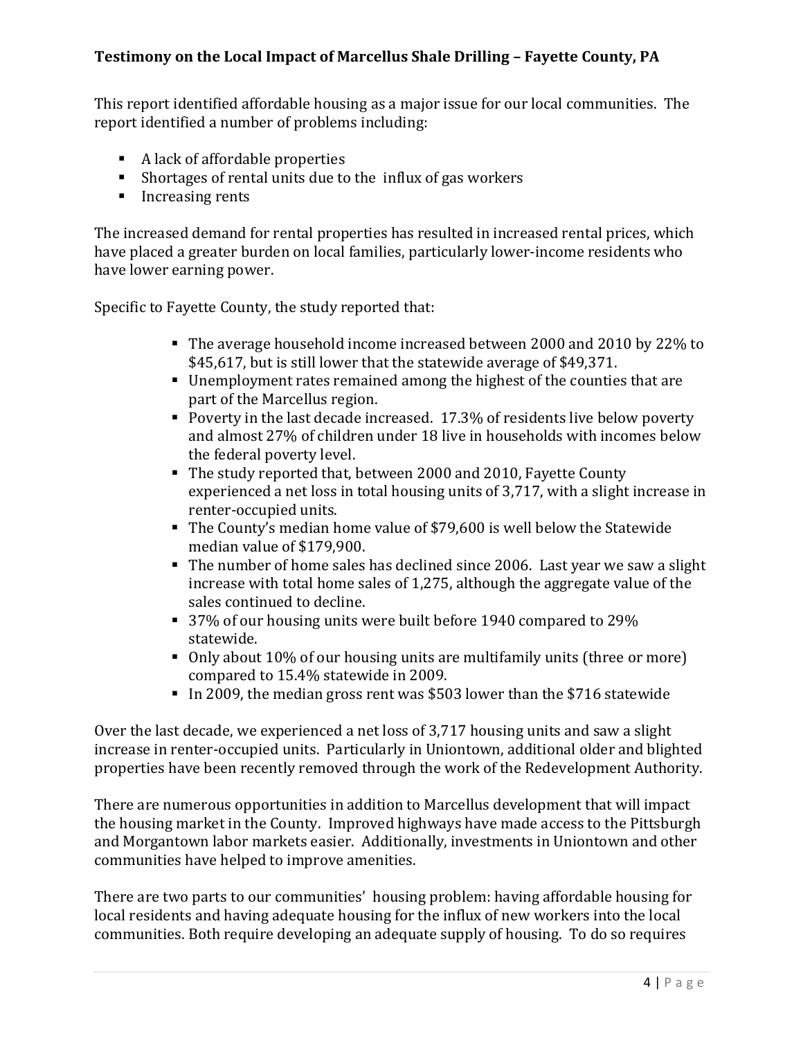This report identified affordable housing as a major issue for our local communities. The report identified a number of problems including:

- A lack of affordable properties
- Shortages of rental units due to the influx of gas workers
- Increasing rents

The increased demand for rental properties has resulted in increased rental prices, which have placed a greater burden on local families, particularly lower-income residents who have lower earning power.

Specific to Fayette County, the study reported that:

- The average household income increased between 2000 and 2010 by 22% to $45,617, but is still lower that the statewide average of $49,371.
- Unemployment rates remained among the highest of the counties that are part of the Marcellus region.
- Poverty in the last decade increased. 17.3% of residents live below poverty and almost 27% of children under 18 live in households with incomes below the federal poverty level.
- The study reported that, between 2000 and 2010, Fayette County experienced a net loss in total housing units of 3,717, with a slight increase in renter-occupied units.
- The County's median home value of $79,600 is well below the Statewide median value of $179,900.
- The number of home sales has declined since 2006. Last year we saw a slight increase with total home sales of 1,275, although the aggregate value of the sales continued to decline.
- 37% of our housing units were built before 1940 compared to 29% statewide.
- Only about 10% of our housing units are multifamily units (three or more) compared to 15.4% statewide in 2009.
- In 2009, the median gross rent was $503 lower than the $716 statewide

Over the last decade, we experienced a net loss of 3,717 housing units and saw a slight increase in renter-occupied units. Particularly in Uniontown, additional older and blighted properties have been recently removed through the work of the Redevelopment Authority.

There are numerous opportunities in addition to Marcellus development that will impact the housing market in the County. Improved highways have made access to the Pittsburgh and Morgantown labor markets easier. Additionally, investments in Uniontown and other communities have helped to improve amenities.

There are two parts to our communities' housing problem: having affordable housing for local residents and having adequate housing for the influx of new workers into the local communities. Both require developing an adequate supply of housing. To do so requires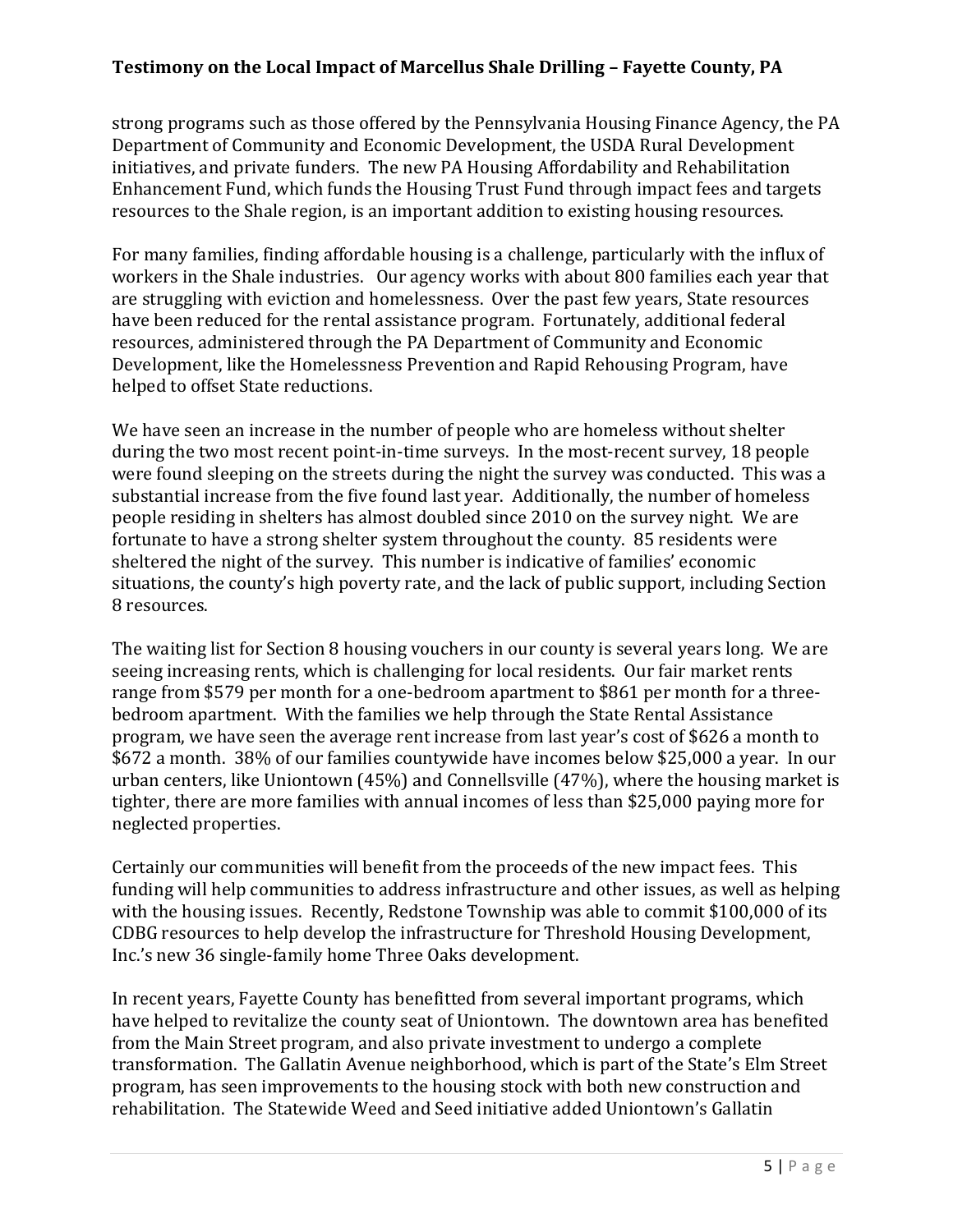strong programs such as those offered by the Pennsylvania Housing Finance Agency, the PA Department of Community and Economic Development, the USDA Rural Development initiatives, and private funders. The new PA Housing Affordability and Rehabilitation Enhancement Fund, which funds the Housing Trust Fund through impact fees and targets resources to the Shale region, is an important addition to existing housing resources.

For many families, finding affordable housing is a challenge, particularly with the influx of workers in the Shale industries. Our agency works with about 800 families each year that are struggling with eviction and homelessness. Over the past few years, State resources have been reduced for the rental assistance program. Fortunately, additional federal resources, administered through the PA Department of Community and Economic Development, like the Homelessness Prevention and Rapid Rehousing Program, have helped to offset State reductions.

We have seen an increase in the number of people who are homeless without shelter during the two most recent point-in-time surveys. In the most-recent survey, 18 people were found sleeping on the streets during the night the survey was conducted. This was a substantial increase from the five found last year. Additionally, the number of homeless people residing in shelters has almost doubled since 2010 on the survey night. We are fortunate to have a strong shelter system throughout the county. 85 residents were sheltered the night of the survey. This number is indicative of families' economic situations, the county's high poverty rate, and the lack of public support, including Section 8 resources.

The waiting list for Section 8 housing vouchers in our county is several years long. We are seeing increasing rents, which is challenging for local residents. Our fair market rents range from $579 per month for a one-bedroom apartment to $861 per month for a three-bedroom apartment. With the families we help through the State Rental Assistance program, we have seen the average rent increase from last year's cost of $626 a month to $672 a month. 38% of our families countywide have incomes below $25,000 a year. In our urban centers, like Uniontown (45%) and Connellsville (47%), where the housing market is tighter, there are more families with annual incomes of less than $25,000 paying more for neglected properties.

Certainly our communities will benefit from the proceeds of the new impact fees. This funding will help communities to address infrastructure and other issues, as well as helping with the housing issues. Recently, Redstone Township was able to commit $100,000 of its CDBG resources to help develop the infrastructure for Threshold Housing Development, Inc.'s new 36 single-family home Three Oaks development.

In recent years, Fayette County has benefitted from several important programs, which have helped to revitalize the county seat of Uniontown. The downtown area has benefited from the Main Street program, and also private investment to undergo a complete transformation. The Gallatin Avenue neighborhood, which is part of the State's Elm Street program, has seen improvements to the housing stock with both new construction and rehabilitation. The Statewide Weed and Seed initiative added Uniontown's Gallatin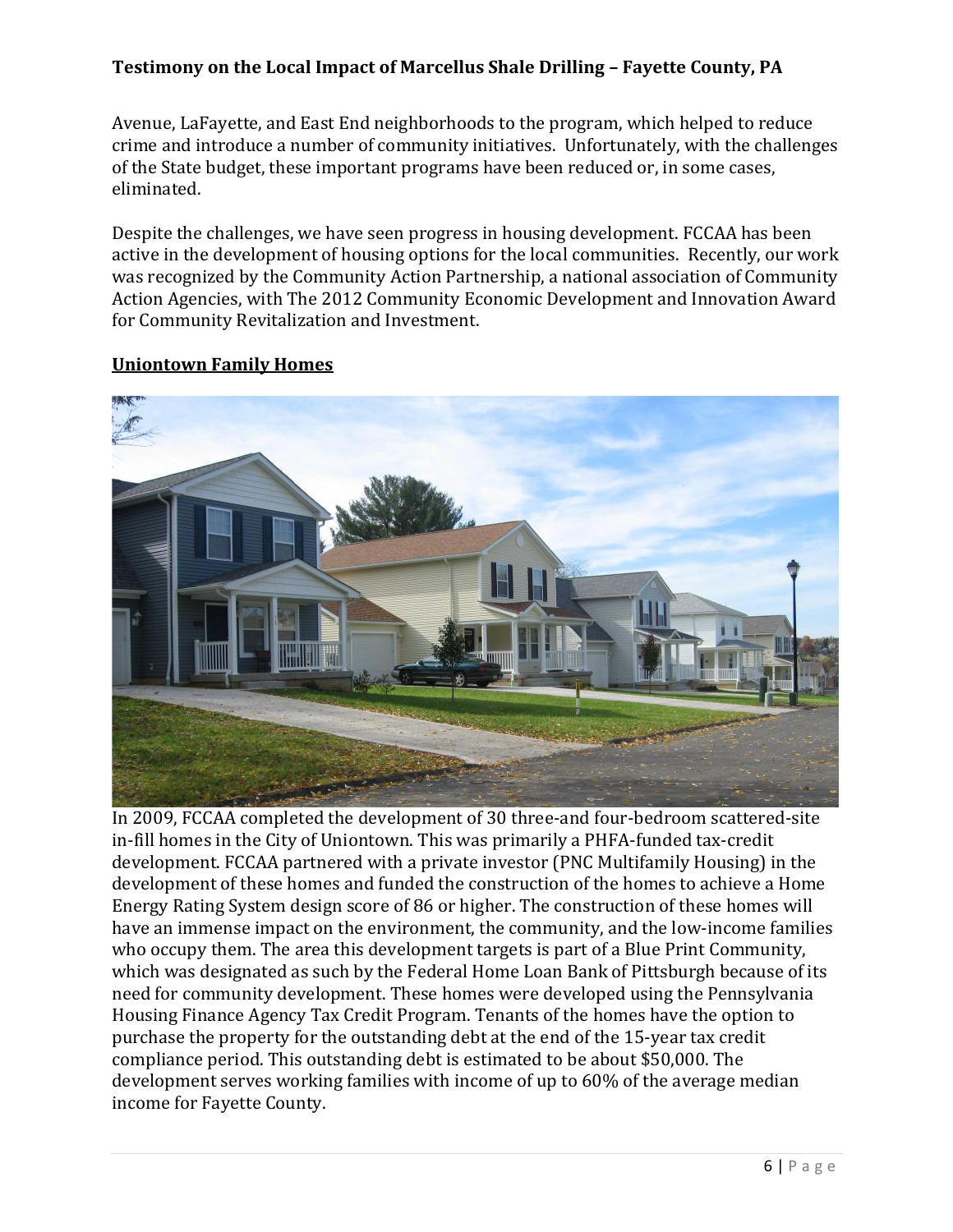Avenue, LaFayette, and East End neighborhoods to the program, which helped to reduce crime and introduce a number of community initiatives. Unfortunately, with the challenges of the State budget, these important programs have been reduced or, in some cases, eliminated.

Despite the challenges, we have seen progress in housing development. FCCAA has been active in the development of housing options for the local communities. Recently, our work was recognized by the Community Action Partnership, a national association of Community Action Agencies, with The 2012 Community Economic Development and Innovation Award for Community Revitalization and Investment.

**Uniontown Family Homes**

In 2009, FCCAA completed the development of 30 three-and four-bedroom scattered-site in-fill homes in the City of Uniontown. This was primarily a PHFA-funded tax-credit development. FCCAA partnered with a private investor (PNC Multifamily Housing) in the development of these homes and funded the construction of the homes to achieve a Home Energy Rating System design score of 86 or higher. The construction of these homes will have an immense impact on the environment, the community, and the low-income families who occupy them. The area this development targets is part of a Blue Print Community, which was designated as such by the Federal Home Loan Bank of Pittsburgh because of its need for community development. These homes were developed using the Pennsylvania Housing Finance Agency Tax Credit Program. Tenants of the homes have the option to purchase the property for the outstanding debt at the end of the 15-year tax credit compliance period. This outstanding debt is estimated to be about $50,000. The development serves working families with income of up to 60% of the average median income for Fayette County.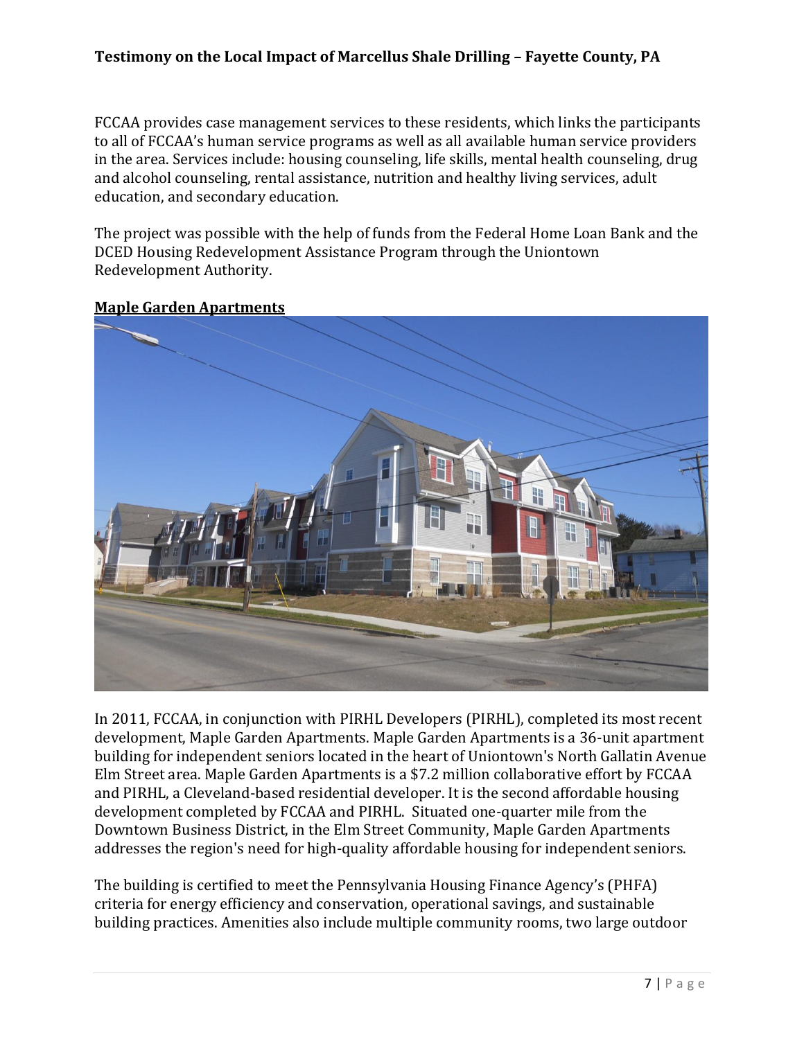FCCAA provides case management services to these residents, which links the participants to all of FCCAA's human service programs as well as all available human service providers in the area. Services include: housing counseling, life skills, mental health counseling, drug and alcohol counseling, rental assistance, nutrition and healthy living services, adult education, and secondary education.

The project was possible with the help of funds from the Federal Home Loan Bank and the DCED Housing Redevelopment Assistance Program through the Uniontown Redevelopment Authority.

**Maple Garden Apartments**

In 2011, FCCAA, in conjunction with PIRHL Developers (PIRHL), completed its most recent development, Maple Garden Apartments. Maple Garden Apartments is a 36-unit apartment building for independent seniors located in the heart of Uniontown's North Gallatin Avenue Elm Street area. Maple Garden Apartments is a $7.2 million collaborative effort by FCCAA and PIRHL, a Cleveland-based residential developer. It is the second affordable housing development completed by FCCAA and PIRHL. Situated one-quarter mile from the Downtown Business District, in the Elm Street Community, Maple Garden Apartments addresses the region's need for high-quality affordable housing for independent seniors.

The building is certified to meet the Pennsylvania Housing Finance Agency's (PHFA) criteria for energy efficiency and conservation, operational savings, and sustainable building practices. Amenities also include multiple community rooms, two large outdoor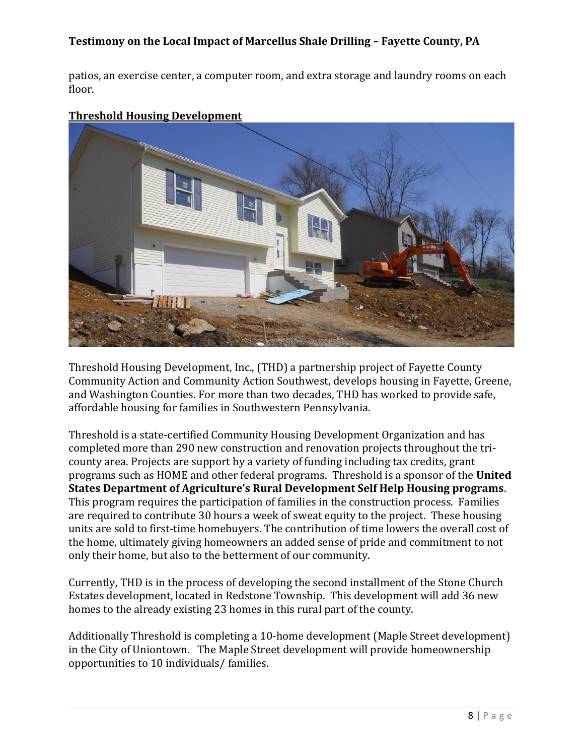patios, an exercise center, a computer room, and extra storage and laundry rooms on each floor.

**Threshold Housing Development**

Threshold Housing Development, Inc., (THD) a partnership project of Fayette County Community Action and Community Action Southwest, develops housing in Fayette, Greene, and Washington Counties. For more than two decades, THD has worked to provide safe, affordable housing for families in Southwestern Pennsylvania.

Threshold is a state-certified Community Housing Development Organization and has completed more than 290 new construction and renovation projects throughout the tri-county area. Projects are support by a variety of funding including tax credits, grant programs such as HOME and other federal programs. Threshold is a sponsor of the **United States Department of Agriculture's Rural Development Self Help Housing programs**. This program requires the participation of families in the construction process. Families are required to contribute 30 hours a week of sweat equity to the project. These housing units are sold to first-time homebuyers. The contribution of time lowers the overall cost of the home, ultimately giving homeowners an added sense of pride and commitment to not only their home, but also to the betterment of our community.

Currently, THD is in the process of developing the second installment of the Stone Church Estates development, located in Redstone Township. This development will add 36 new homes to the already existing 23 homes in this rural part of the county.

Additionally Threshold is completing a 10-home development (Maple Street development) in the City of Uniontown. The Maple Street development will provide homeownership opportunities to 10 individuals/ families.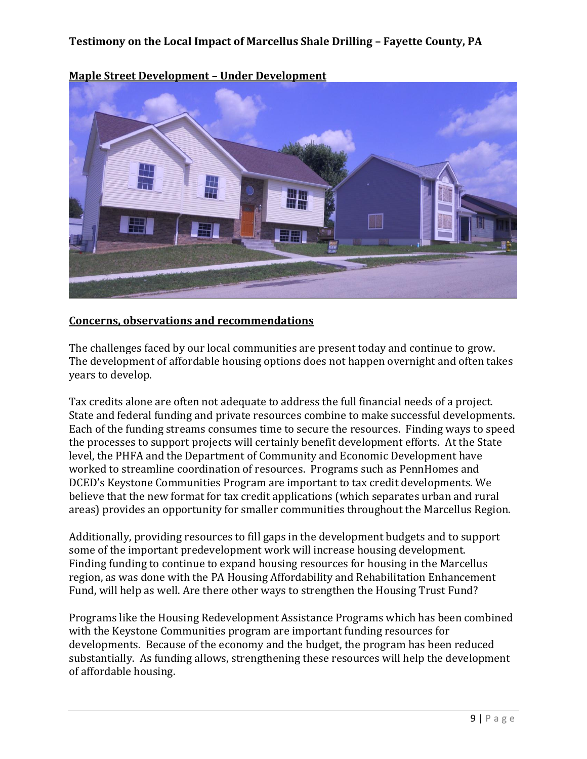**Maple Street Development – Under Development**

**Concerns, observations and recommendations**

The challenges faced by our local communities are present today and continue to grow. The development of affordable housing options does not happen overnight and often takes years to develop.

Tax credits alone are often not adequate to address the full financial needs of a project. State and federal funding and private resources combine to make successful developments. Each of the funding streams consumes time to secure the resources. Finding ways to speed the processes to support projects will certainly benefit development efforts. At the State level, the PHFA and the Department of Community and Economic Development have worked to streamline coordination of resources. Programs such as PennHomes and DCED's Keystone Communities Program are important to tax credit developments. We believe that the new format for tax credit applications (which separates urban and rural areas) provides an opportunity for smaller communities throughout the Marcellus Region.

Additionally, providing resources to fill gaps in the development budgets and to support some of the important predevelopment work will increase housing development. Finding funding to continue to expand housing resources for housing in the Marcellus region, as was done with the PA Housing Affordability and Rehabilitation Enhancement Fund, will help as well. Are there other ways to strengthen the Housing Trust Fund?

Programs like the Housing Redevelopment Assistance Programs which has been combined with the Keystone Communities program are important funding resources for developments. Because of the economy and the budget, the program has been reduced substantially. As funding allows, strengthening these resources will help the development of affordable housing.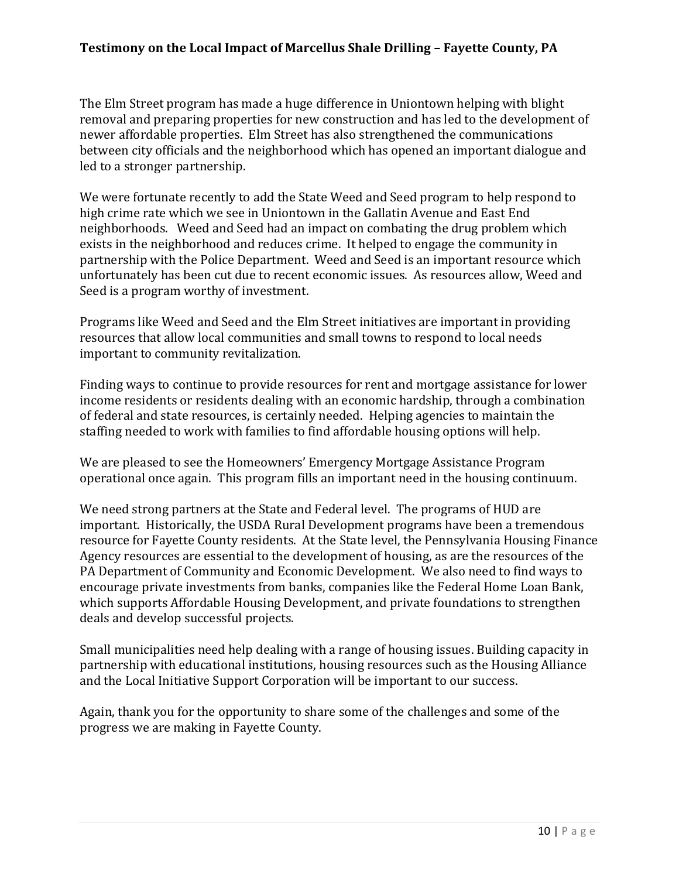The Elm Street program has made a huge difference in Uniontown helping with blight removal and preparing properties for new construction and has led to the development of newer affordable properties. Elm Street has also strengthened the communications between city officials and the neighborhood which has opened an important dialogue and led to a stronger partnership.

We were fortunate recently to add the State Weed and Seed program to help respond to high crime rate which we see in Uniontown in the Gallatin Avenue and East End neighborhoods. Weed and Seed had an impact on combating the drug problem which exists in the neighborhood and reduces crime. It helped to engage the community in partnership with the Police Department. Weed and Seed is an important resource which unfortunately has been cut due to recent economic issues. As resources allow, Weed and Seed is a program worthy of investment.

Programs like Weed and Seed and the Elm Street initiatives are important in providing resources that allow local communities and small towns to respond to local needs important to community revitalization.

Finding ways to continue to provide resources for rent and mortgage assistance for lower income residents or residents dealing with an economic hardship, through a combination of federal and state resources, is certainly needed. Helping agencies to maintain the staffing needed to work with families to find affordable housing options will help.

We are pleased to see the Homeowners' Emergency Mortgage Assistance Program operational once again. This program fills an important need in the housing continuum.

We need strong partners at the State and Federal level. The programs of HUD are important. Historically, the USDA Rural Development programs have been a tremendous resource for Fayette County residents. At the State level, the Pennsylvania Housing Finance Agency resources are essential to the development of housing, as are the resources of the PA Department of Community and Economic Development. We also need to find ways to encourage private investments from banks, companies like the Federal Home Loan Bank, which supports Affordable Housing Development, and private foundations to strengthen deals and develop successful projects.

Small municipalities need help dealing with a range of housing issues. Building capacity in partnership with educational institutions, housing resources such as the Housing Alliance and the Local Initiative Support Corporation will be important to our success.

Again, thank you for the opportunity to share some of the challenges and some of the progress we are making in Fayette County.